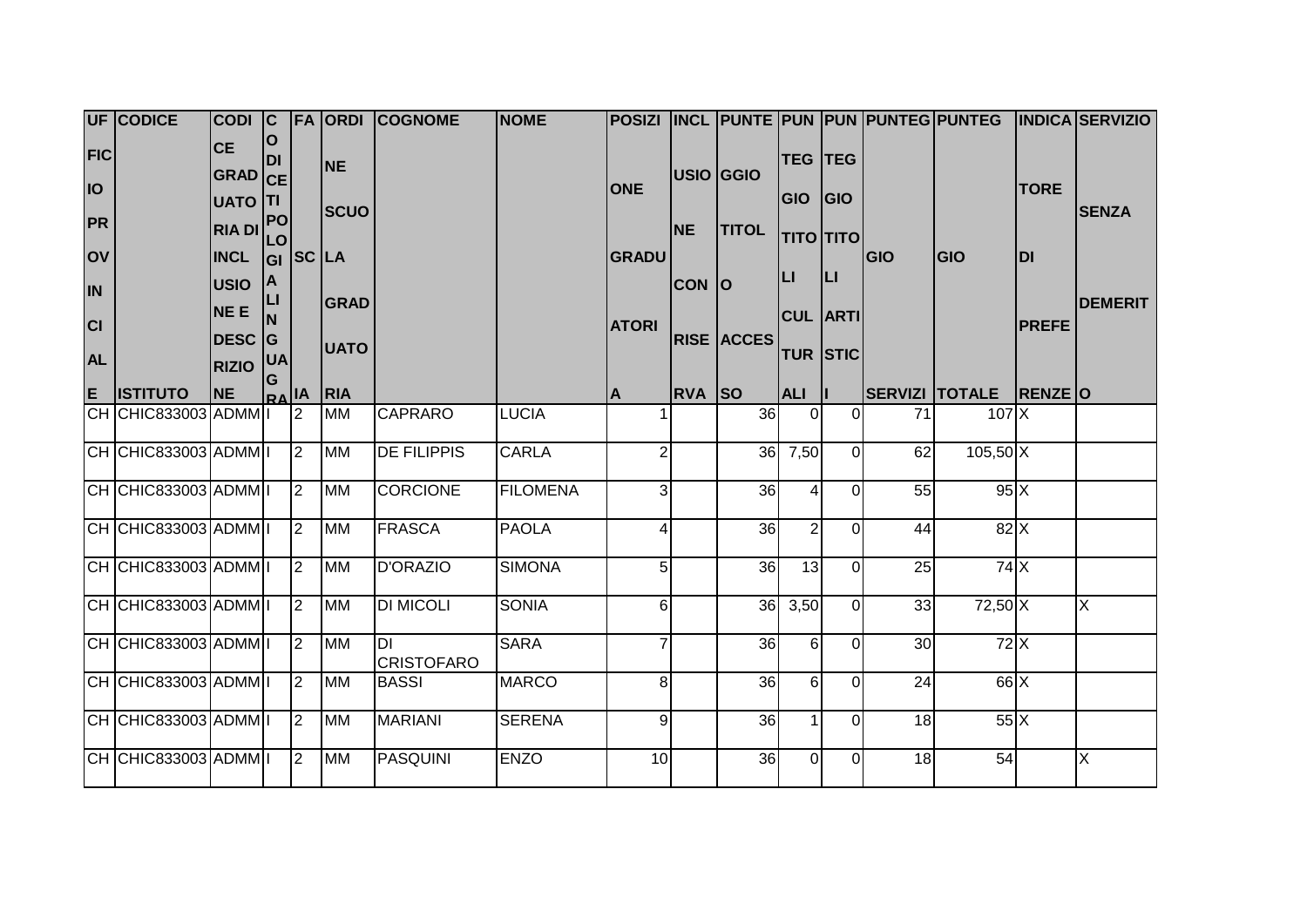| UFFICIO PROVINCIALE | CODICE ISTITUTO | CODICE GRADUATORIA DI INCLUSIONE E DESCRIZIONE | CODICE TIPOLOGIA LINGUA | FASCIA | ORDINE SCUOLA GRADUATORIA | COGNOME | NOME | POSIZIONE GRADUATORIA | INCLUSIONE CON RISERVA | PUNTEGGIO TITOLO ACCESSO | PUNTEGGIO TITOLI CULTURALI | PUNTEGGIO TITOLI ARTISTICI | PUNTEGGIO SERVIZI | PUNTEGGIO TOTALE | INDICATORE DI PREFERENZE | SERVIZIO SENZA DEMERITO |
|---|---|---|---|---|---|---|---|---|---|---|---|---|---|---|---|---|
| CH | CHIC833003 | ADMM | I | 2 | MM | CAPRARO | LUCIA | 1 | | 36 | 0 | 0 | 71 | 107 | X | |
| CH | CHIC833003 | ADMM | I | 2 | MM | DE FILIPPIS | CARLA | 2 | | 36 | 7,50 | 0 | 62 | 105,50 | X | |
| CH | CHIC833003 | ADMM | I | 2 | MM | CORCIONE | FILOMENA | 3 | | 36 | 4 | 0 | 55 | 95 | X | |
| CH | CHIC833003 | ADMM | I | 2 | MM | FRASCA | PAOLA | 4 | | 36 | 2 | 0 | 44 | 82 | X | |
| CH | CHIC833003 | ADMM | I | 2 | MM | D'ORAZIO | SIMONA | 5 | | 36 | 13 | 0 | 25 | 74 | X | |
| CH | CHIC833003 | ADMM | I | 2 | MM | DI MICOLI | SONIA | 6 | | 36 | 3,50 | 0 | 33 | 72,50 | X | X |
| CH | CHIC833003 | ADMM | I | 2 | MM | DI CRISTOFARO | SARA | 7 | | 36 | 6 | 0 | 30 | 72 | X | |
| CH | CHIC833003 | ADMM | I | 2 | MM | BASSI | MARCO | 8 | | 36 | 6 | 0 | 24 | 66 | X | |
| CH | CHIC833003 | ADMM | I | 2 | MM | MARIANI | SERENA | 9 | | 36 | 1 | 0 | 18 | 55 | X | |
| CH | CHIC833003 | ADMM | I | 2 | MM | PASQUINI | ENZO | 10 | | 36 | 0 | 0 | 18 | 54 | | X |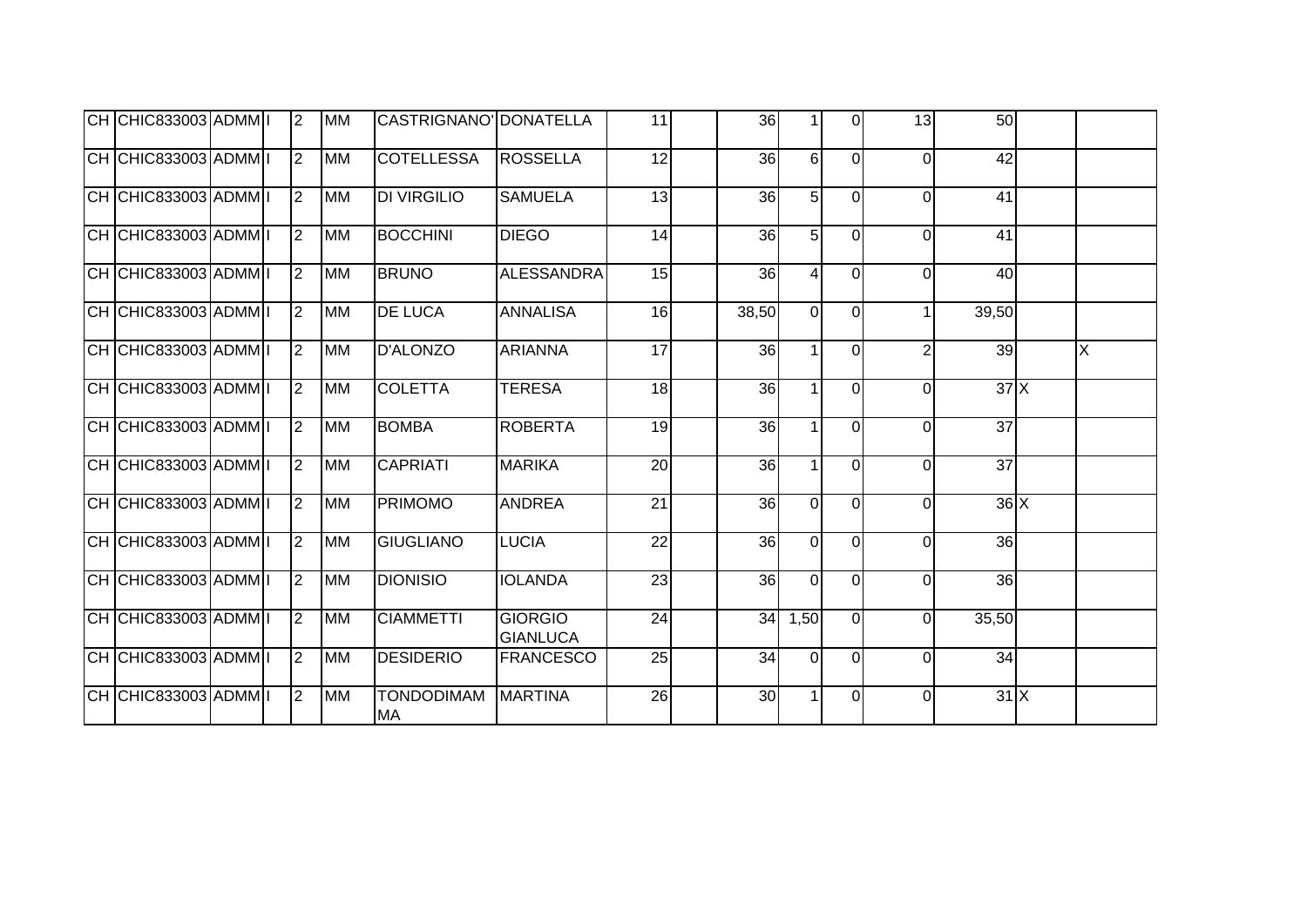| | | | | | | | | | | | | | | | | |
|---|---|---|---|---|---|---|---|---|---|---|---|---|---|---|---|---|
| CH | CHIC833003 | ADMM | I | 2 | MM | CASTRIGNANO' | DONATELLA | 11 | | 36 | 1 | 0 | 13 | 50 | | |
| CH | CHIC833003 | ADMM | I | 2 | MM | COTELLESSA | ROSSELLA | 12 | | 36 | 6 | 0 | 0 | 42 | | |
| CH | CHIC833003 | ADMM | I | 2 | MM | DI VIRGILIO | SAMUELA | 13 | | 36 | 5 | 0 | 0 | 41 | | |
| CH | CHIC833003 | ADMM | I | 2 | MM | BOCCHINI | DIEGO | 14 | | 36 | 5 | 0 | 0 | 41 | | |
| CH | CHIC833003 | ADMM | I | 2 | MM | BRUNO | ALESSANDRA | 15 | | 36 | 4 | 0 | 0 | 40 | | |
| CH | CHIC833003 | ADMM | I | 2 | MM | DE LUCA | ANNALISA | 16 | | 38,50 | 0 | 0 | 1 | 39,50 | | |
| CH | CHIC833003 | ADMM | I | 2 | MM | D'ALONZO | ARIANNA | 17 | | 36 | 1 | 0 | 2 | 39 | | X |
| CH | CHIC833003 | ADMM | I | 2 | MM | COLETTA | TERESA | 18 | | 36 | 1 | 0 | 0 | 37 | X | |
| CH | CHIC833003 | ADMM | I | 2 | MM | BOMBA | ROBERTA | 19 | | 36 | 1 | 0 | 0 | 37 | | |
| CH | CHIC833003 | ADMM | I | 2 | MM | CAPRIATI | MARIKA | 20 | | 36 | 1 | 0 | 0 | 37 | | |
| CH | CHIC833003 | ADMM | I | 2 | MM | PRIMOMO | ANDREA | 21 | | 36 | 0 | 0 | 0 | 36 | X | |
| CH | CHIC833003 | ADMM | I | 2 | MM | GIUGLIANO | LUCIA | 22 | | 36 | 0 | 0 | 0 | 36 | | |
| CH | CHIC833003 | ADMM | I | 2 | MM | DIONISIO | IOLANDA | 23 | | 36 | 0 | 0 | 0 | 36 | | |
| CH | CHIC833003 | ADMM | I | 2 | MM | CIAMMETTI | GIORGIO GIANLUCA | 24 | | 34 | 1,50 | 0 | 0 | 35,50 | | |
| CH | CHIC833003 | ADMM | I | 2 | MM | DESIDERIO | FRANCESCO | 25 | | 34 | 0 | 0 | 0 | 34 | | |
| CH | CHIC833003 | ADMM | I | 2 | MM | TONDODIMAMMA | MARTINA | 26 | | 30 | 1 | 0 | 0 | 31 | X | |